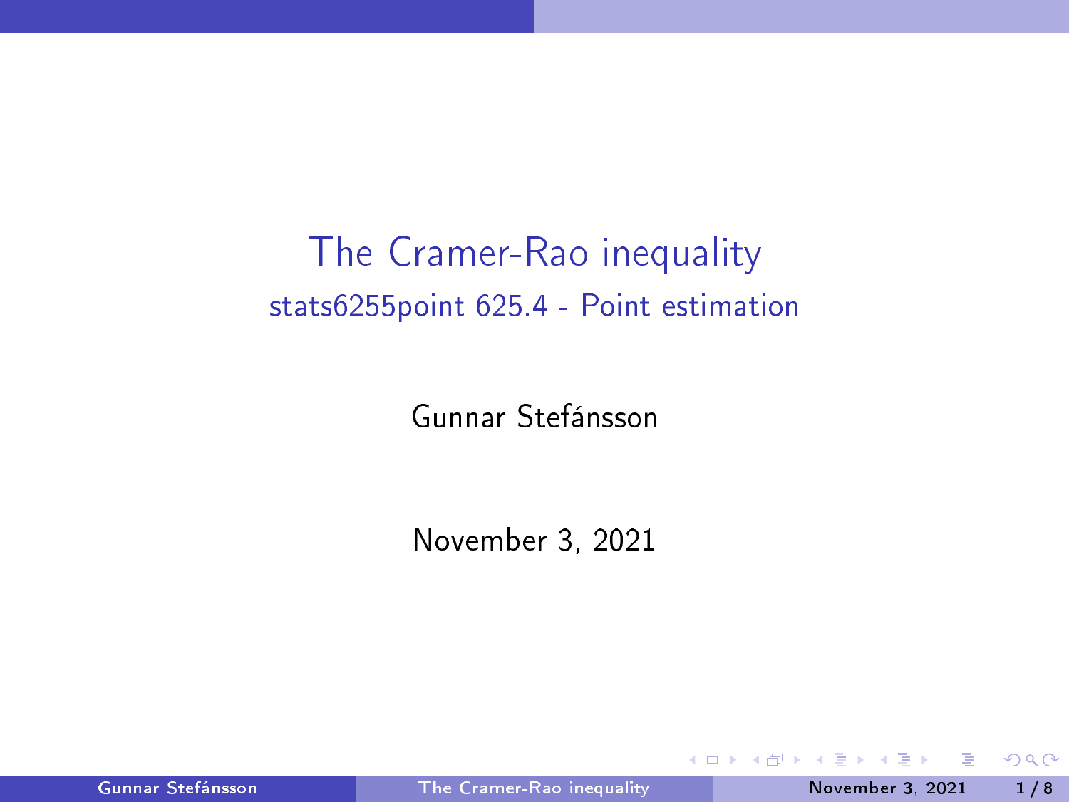# The Cramer-Rao inequality

## stats6255point 625.4 - Point estimation

Gunnar Stefánsson

November 3, 2021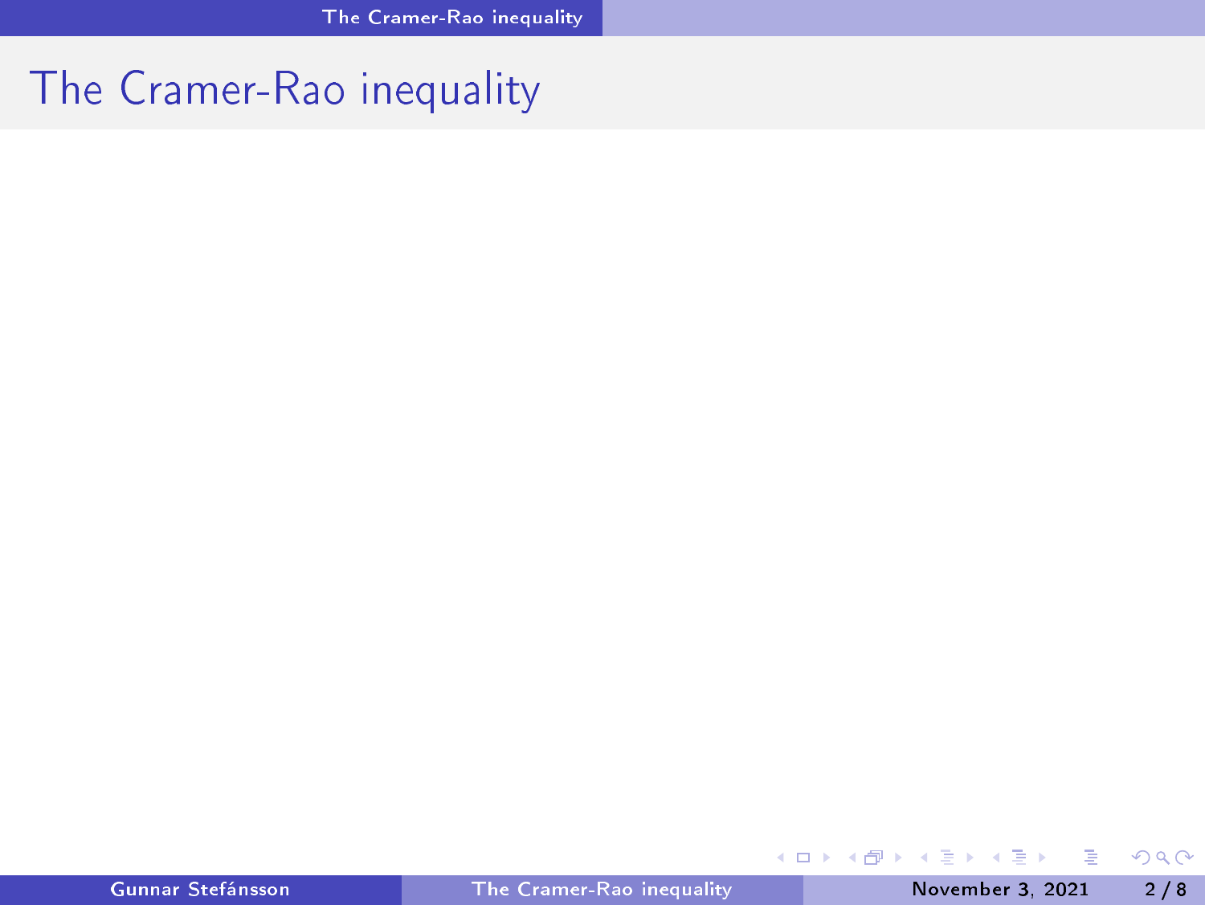# The Cramer-Rao inequality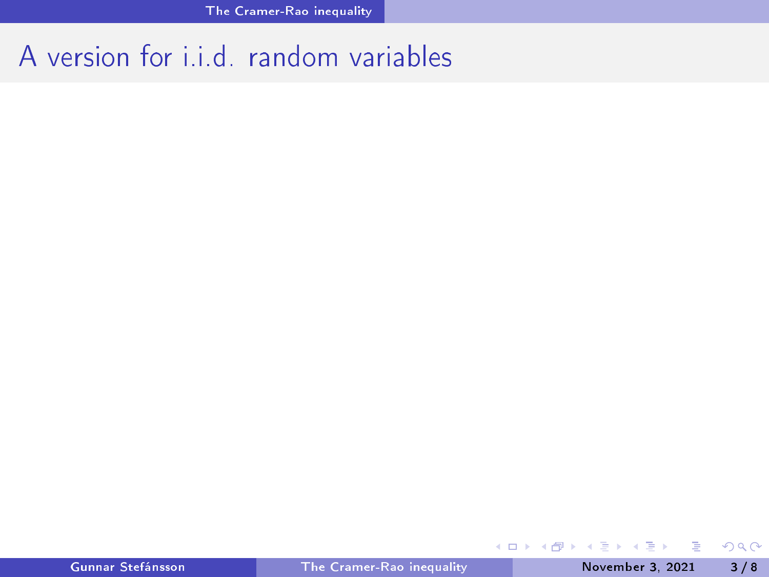# A version for i.i.d. random variables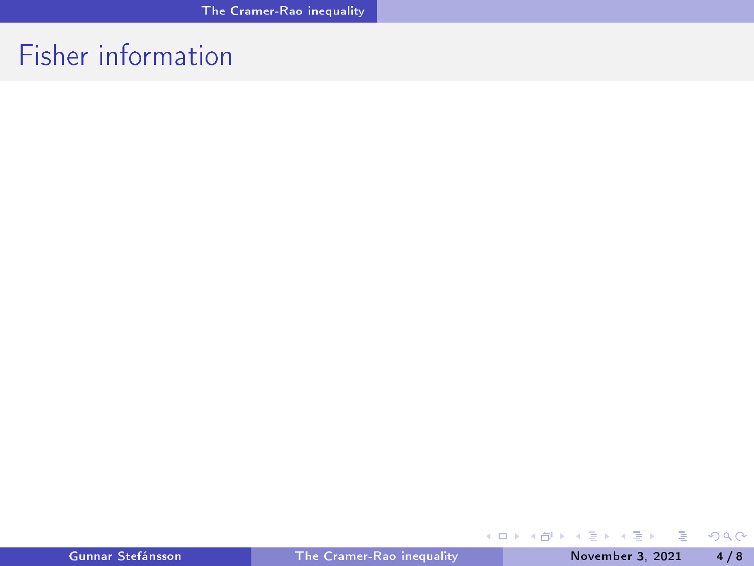# Fisher information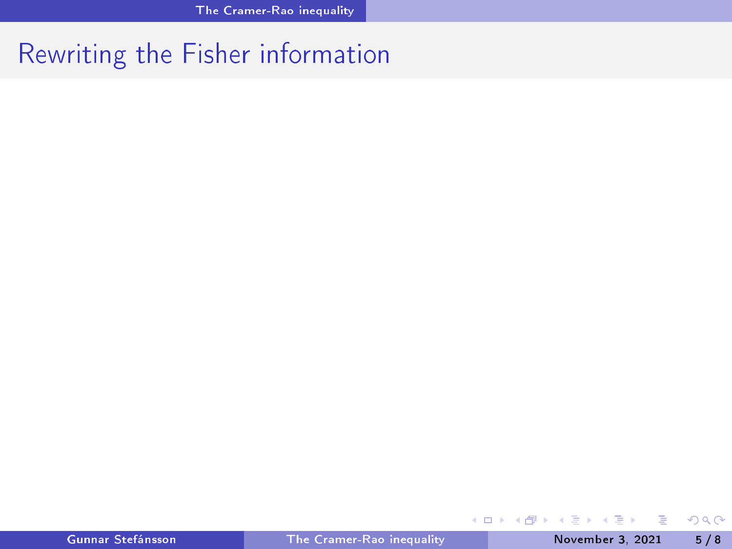# Rewriting the Fisher information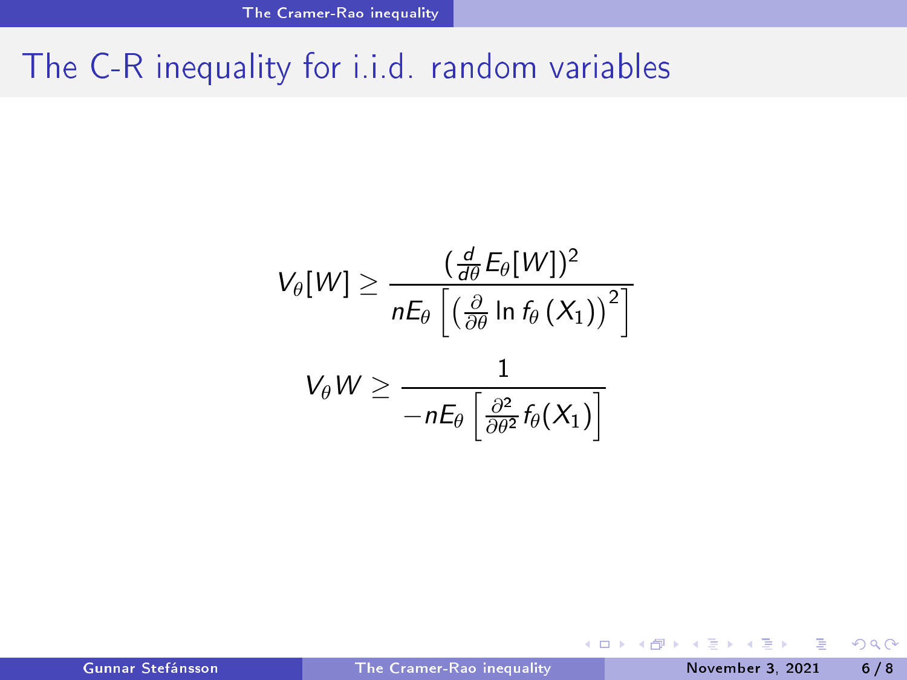# The C-R inequality for i.i.d. random variables

$$V_\theta[W] \geq \frac{(\frac{d}{d\theta} E_\theta[W])^2}{nE_\theta\left[\left(\frac{\partial}{\partial\theta} \ln f_\theta\left(X_1\right)\right)^2\right]}$$

$$V_\theta W \geq \frac{1}{-nE_\theta\left[\frac{\partial^2}{\partial\theta^2} f_\theta(X_1)\right]}$$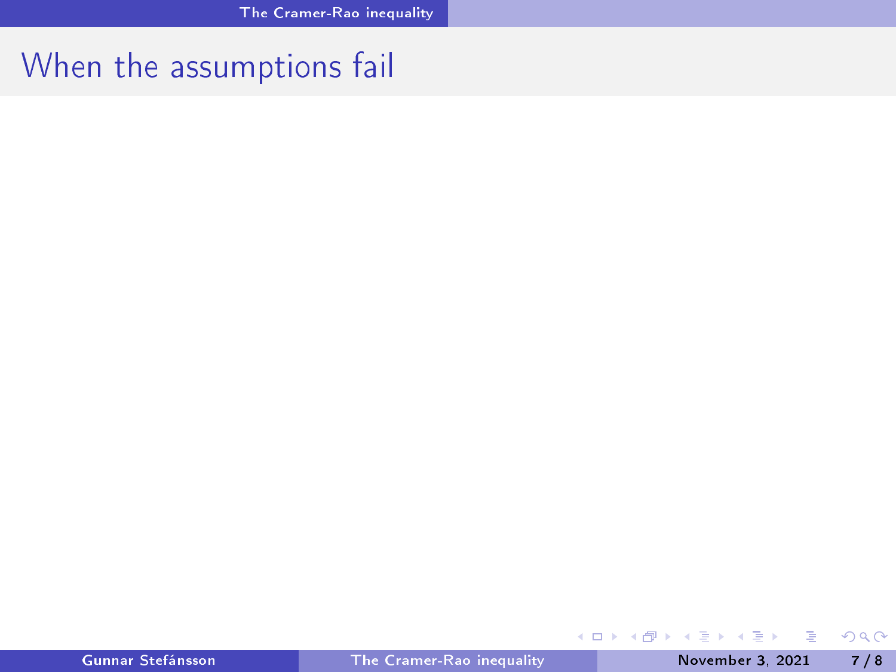# When the assumptions fail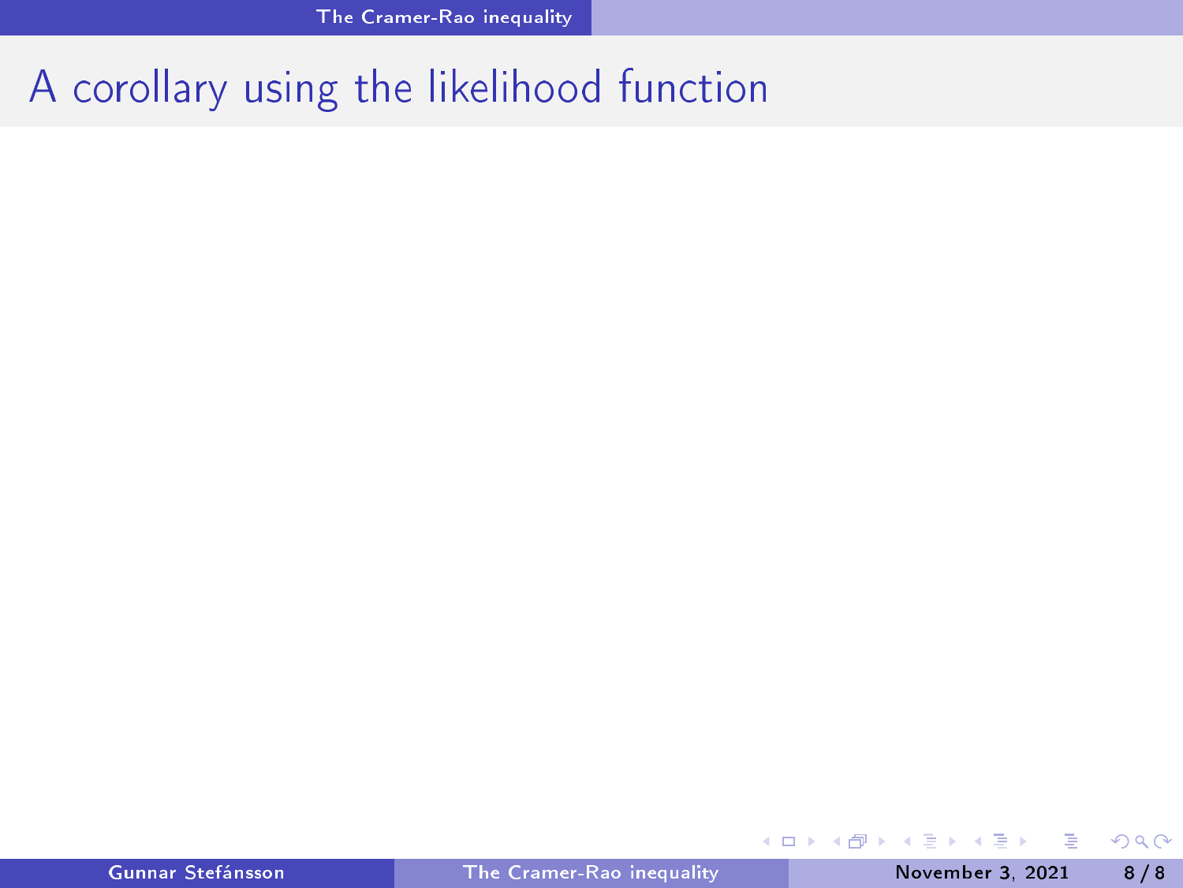# A corollary using the likelihood function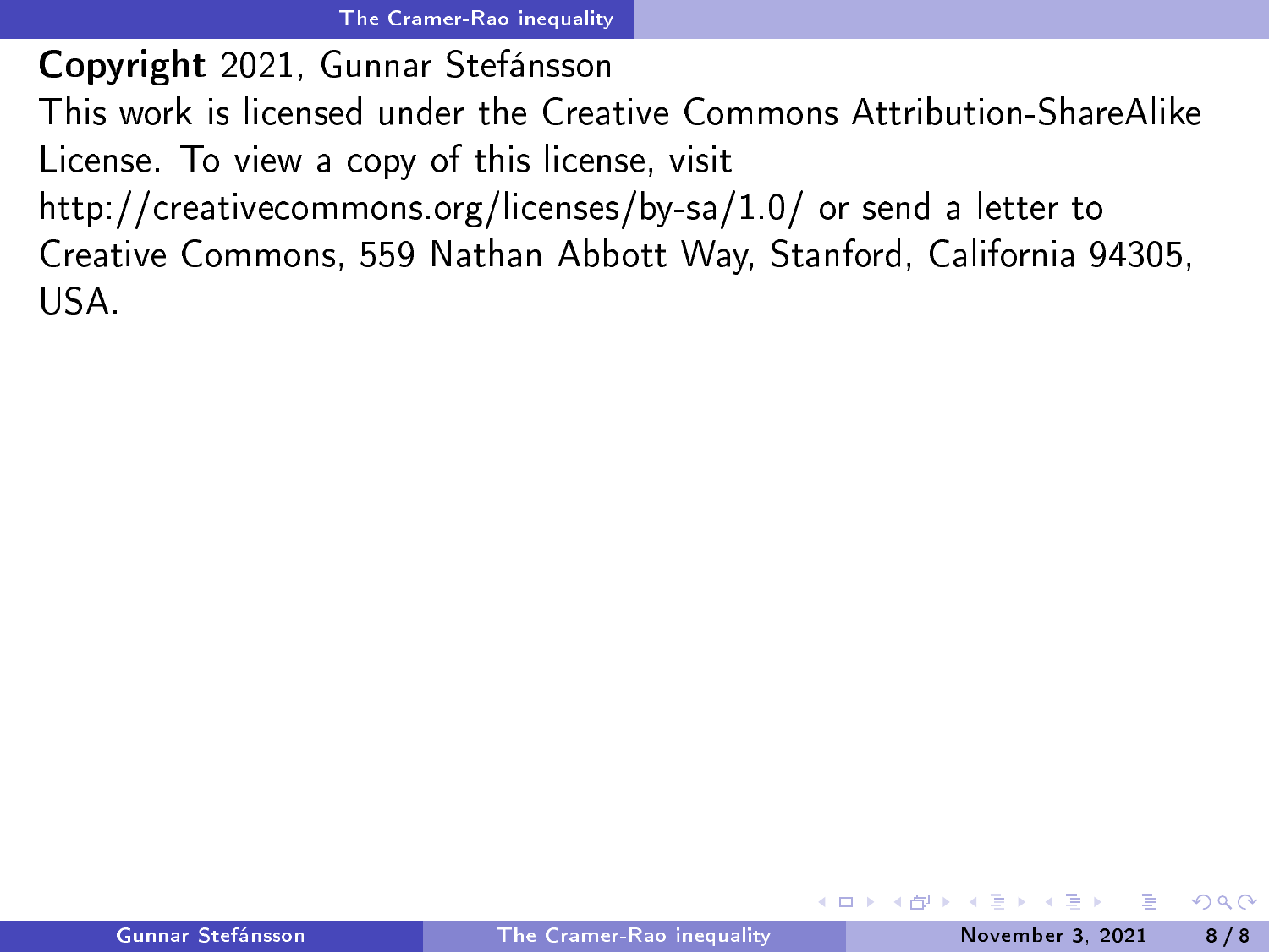**Copyright** 2021, Gunnar Stefánsson

This work is licensed under the Creative Commons Attribution-ShareAlike License. To view a copy of this license, visit http://creativecommons.org/licenses/by-sa/1.0/ or send a letter to Creative Commons, 559 Nathan Abbott Way, Stanford, California 94305, USA.